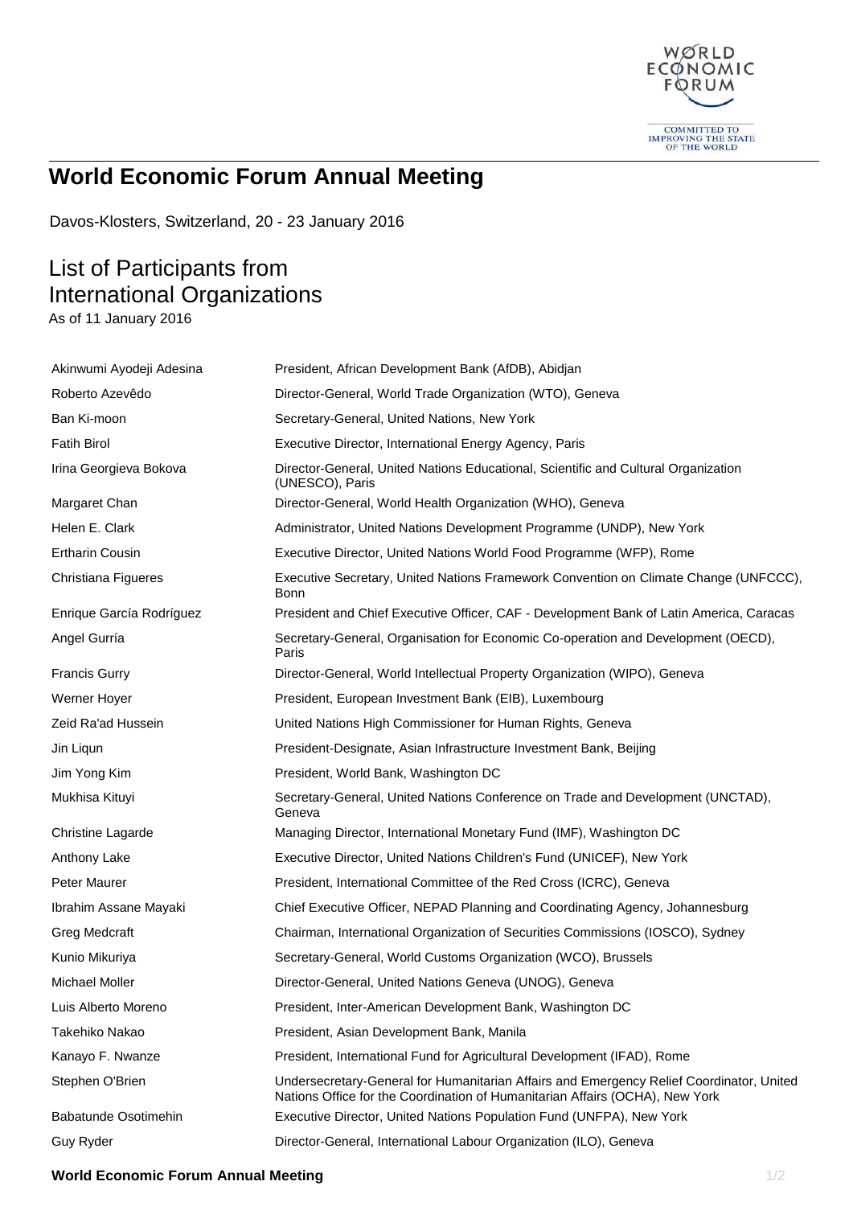# World Economic Forum Annual Meeting

Davos-Klosters, Switzerland, 20 - 23 January 2016

## List of Participants from International Organizations

As of 11 January 2016

| | |
|---|---|
| Akinwumi Ayodeji Adesina | President, African Development Bank (AfDB), Abidjan |
| Roberto Azevêdo | Director-General, World Trade Organization (WTO), Geneva |
| Ban Ki-moon | Secretary-General, United Nations, New York |
| Fatih Birol | Executive Director, International Energy Agency, Paris |
| Irina Georgieva Bokova | Director-General, United Nations Educational, Scientific and Cultural Organization (UNESCO), Paris |
| Margaret Chan | Director-General, World Health Organization (WHO), Geneva |
| Helen E. Clark | Administrator, United Nations Development Programme (UNDP), New York |
| Ertharin Cousin | Executive Director, United Nations World Food Programme (WFP), Rome |
| Christiana Figueres | Executive Secretary, United Nations Framework Convention on Climate Change (UNFCCC), Bonn |
| Enrique García Rodríguez | President and Chief Executive Officer, CAF - Development Bank of Latin America, Caracas |
| Angel Gurría | Secretary-General, Organisation for Economic Co-operation and Development (OECD), Paris |
| Francis Gurry | Director-General, World Intellectual Property Organization (WIPO), Geneva |
| Werner Hoyer | President, European Investment Bank (EIB), Luxembourg |
| Zeid Ra'ad Hussein | United Nations High Commissioner for Human Rights, Geneva |
| Jin Liqun | President-Designate, Asian Infrastructure Investment Bank, Beijing |
| Jim Yong Kim | President, World Bank, Washington DC |
| Mukhisa Kituyi | Secretary-General, United Nations Conference on Trade and Development (UNCTAD), Geneva |
| Christine Lagarde | Managing Director, International Monetary Fund (IMF), Washington DC |
| Anthony Lake | Executive Director, United Nations Children's Fund (UNICEF), New York |
| Peter Maurer | President, International Committee of the Red Cross (ICRC), Geneva |
| Ibrahim Assane Mayaki | Chief Executive Officer, NEPAD Planning and Coordinating Agency, Johannesburg |
| Greg Medcraft | Chairman, International Organization of Securities Commissions (IOSCO), Sydney |
| Kunio Mikuriya | Secretary-General, World Customs Organization (WCO), Brussels |
| Michael Moller | Director-General, United Nations Geneva (UNOG), Geneva |
| Luis Alberto Moreno | President, Inter-American Development Bank, Washington DC |
| Takehiko Nakao | President, Asian Development Bank, Manila |
| Kanayo F. Nwanze | President, International Fund for Agricultural Development (IFAD), Rome |
| Stephen O'Brien | Undersecretary-General for Humanitarian Affairs and Emergency Relief Coordinator, United Nations Office for the Coordination of Humanitarian Affairs (OCHA), New York |
| Babatunde Osotimehin | Executive Director, United Nations Population Fund (UNFPA), New York |
| Guy Ryder | Director-General, International Labour Organization (ILO), Geneva |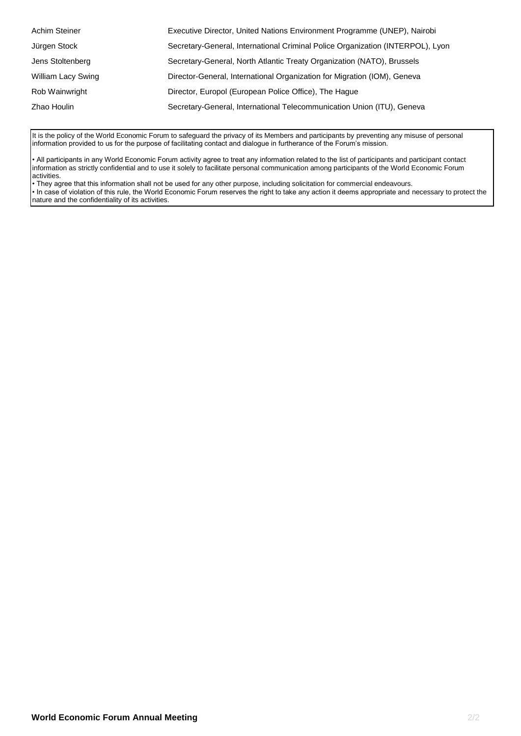| | |
|---|---|
| Achim Steiner | Executive Director, United Nations Environment Programme (UNEP), Nairobi |
| Jürgen Stock | Secretary-General, International Criminal Police Organization (INTERPOL), Lyon |
| Jens Stoltenberg | Secretary-General, North Atlantic Treaty Organization (NATO), Brussels |
| William Lacy Swing | Director-General, International Organization for Migration (IOM), Geneva |
| Rob Wainwright | Director, Europol (European Police Office), The Hague |
| Zhao Houlin | Secretary-General, International Telecommunication Union (ITU), Geneva |

It is the policy of the World Economic Forum to safeguard the privacy of its Members and participants by preventing any misuse of personal information provided to us for the purpose of facilitating contact and dialogue in furtherance of the Forum's mission.

- All participants in any World Economic Forum activity agree to treat any information related to the list of participants and participant contact information as strictly confidential and to use it solely to facilitate personal communication among participants of the World Economic Forum activities.
- They agree that this information shall not be used for any other purpose, including solicitation for commercial endeavours.
- In case of violation of this rule, the World Economic Forum reserves the right to take any action it deems appropriate and necessary to protect the nature and the confidentiality of its activities.